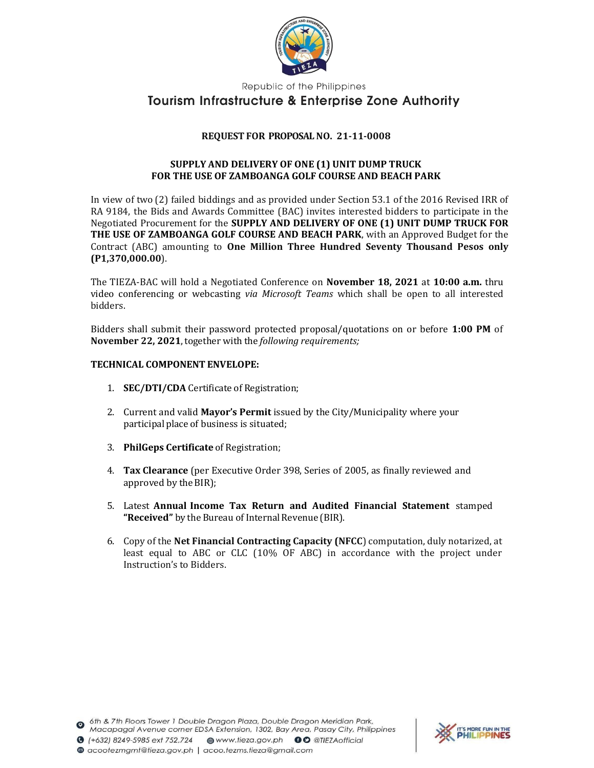Republic of the Philippines

# Tourism Infrastructure & Enterprise Zone Authority

## REQUEST FOR PROPOSAL NO. 21-11-0008

### SUPPLY AND DELIVERY OF ONE (1) UNIT DUMP TRUCK FOR THE USE OF ZAMBOANGA GOLF COURSE AND BEACH PARK

In view of two (2) failed biddings and as provided under Section 53.1 of the 2016 Revised IRR of RA 9184, the Bids and Awards Committee (BAC) invites interested bidders to participate in the Negotiated Procurement for the **SUPPLY AND DELIVERY OF ONE (1) UNIT DUMP TRUCK FOR THE USE OF ZAMBOANGA GOLF COURSE AND BEACH PARK**, with an Approved Budget for the Contract (ABC) amounting to **One Million Three Hundred Seventy Thousand Pesos only (P1,370,000.00)**.

The TIEZA-BAC will hold a Negotiated Conference on **November 18, 2021** at **10:00 a.m.** thru video conferencing or webcasting *via Microsoft Teams* which shall be open to all interested bidders.

Bidders shall submit their password protected proposal/quotations on or before **1:00 PM** of **November 22, 2021**, together with the *following requirements;*

**TECHNICAL COMPONENT ENVELOPE:**

1. **SEC/DTI/CDA** Certificate of Registration;
2. Current and valid **Mayor's Permit** issued by the City/Municipality where your participal place of business is situated;
3. **PhilGeps Certificate** of Registration;
4. **Tax Clearance** (per Executive Order 398, Series of 2005, as finally reviewed and approved by the BIR);
5. Latest **Annual Income Tax Return and Audited Financial Statement** stamped **"Received"** by the Bureau of Internal Revenue (BIR).
6. Copy of the **Net Financial Contracting Capacity (NFCC**) computation, duly notarized, at least equal to ABC or CLC (10% OF ABC) in accordance with the project under Instruction's to Bidders.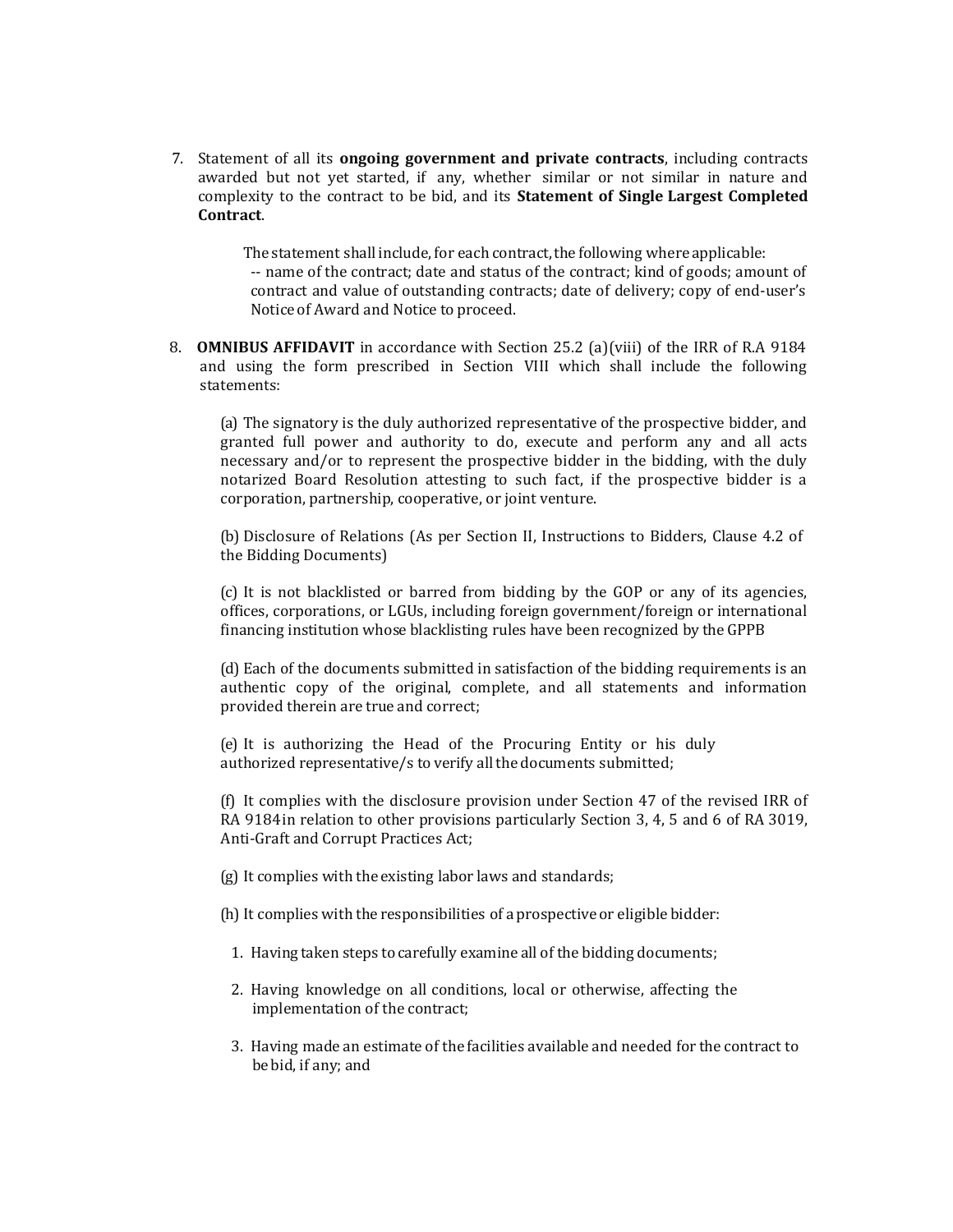7. Statement of all its **ongoing government and private contracts**, including contracts awarded but not yet started, if any, whether similar or not similar in nature and complexity to the contract to be bid, and its **Statement of Single Largest Completed Contract**.

   The statement shall include, for each contract, the following where applicable:
   -- name of the contract; date and status of the contract; kind of goods; amount of contract and value of outstanding contracts; date of delivery; copy of end-user's Notice of Award and Notice to proceed.

8. **OMNIBUS AFFIDAVIT** in accordance with Section 25.2 (a)(viii) of the IRR of R.A 9184 and using the form prescribed in Section VIII which shall include the following statements:

   (a) The signatory is the duly authorized representative of the prospective bidder, and granted full power and authority to do, execute and perform any and all acts necessary and/or to represent the prospective bidder in the bidding, with the duly notarized Board Resolution attesting to such fact, if the prospective bidder is a corporation, partnership, cooperative, or joint venture.

   (b) Disclosure of Relations (As per Section II, Instructions to Bidders, Clause 4.2 of the Bidding Documents)

   (c) It is not blacklisted or barred from bidding by the GOP or any of its agencies, offices, corporations, or LGUs, including foreign government/foreign or international financing institution whose blacklisting rules have been recognized by the GPPB

   (d) Each of the documents submitted in satisfaction of the bidding requirements is an authentic copy of the original, complete, and all statements and information provided therein are true and correct;

   (e) It is authorizing the Head of the Procuring Entity or his duly authorized representative/s to verify all the documents submitted;

   (f) It complies with the disclosure provision under Section 47 of the revised IRR of RA 9184in relation to other provisions particularly Section 3, 4, 5 and 6 of RA 3019, Anti-Graft and Corrupt Practices Act;

   (g) It complies with the existing labor laws and standards;

   (h) It complies with the responsibilities of a prospective or eligible bidder:

   1. Having taken steps to carefully examine all of the bidding documents;

   2. Having knowledge on all conditions, local or otherwise, affecting the implementation of the contract;

   3. Having made an estimate of the facilities available and needed for the contract to be bid, if any; and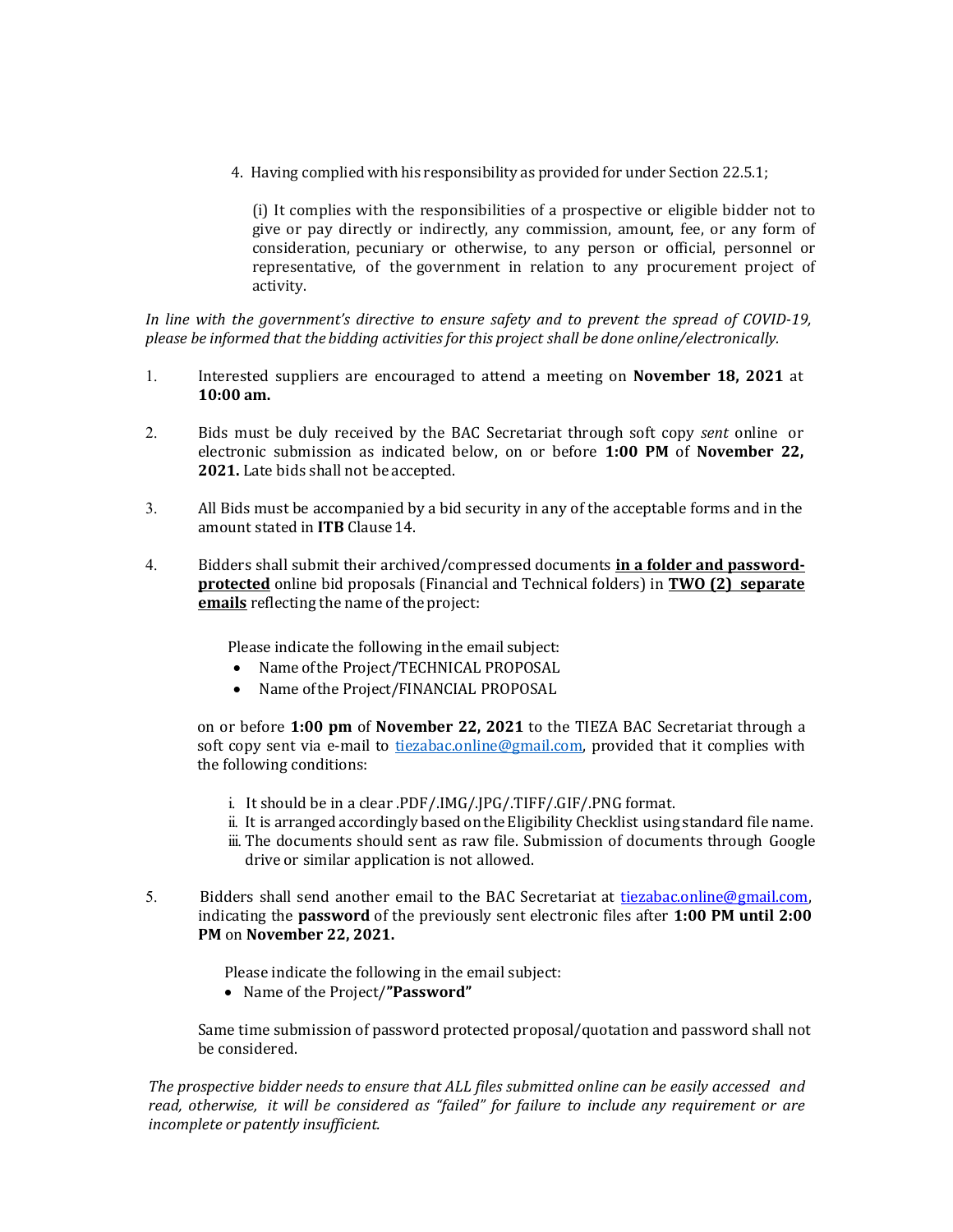4. Having complied with his responsibility as provided for under Section 22.5.1;

    (i) It complies with the responsibilities of a prospective or eligible bidder not to give or pay directly or indirectly, any commission, amount, fee, or any form of consideration, pecuniary or otherwise, to any person or official, personnel or representative, of the government in relation to any procurement project of activity.

*In line with the government's directive to ensure safety and to prevent the spread of COVID-19, please be informed that the bidding activities for this project shall be done online/electronically.*

1. Interested suppliers are encouraged to attend a meeting on **November 18, 2021** at **10:00 am.**

2. Bids must be duly received by the BAC Secretariat through soft copy *sent* online or electronic submission as indicated below, on or before **1:00 PM** of **November 22, 2021.** Late bids shall not be accepted.

3. All Bids must be accompanied by a bid security in any of the acceptable forms and in the amount stated in **ITB** Clause 14.

4. Bidders shall submit their archived/compressed documents **<u>in a folder and password-protected</u>** online bid proposals (Financial and Technical folders) in **<u>TWO (2) separate emails</u>** reflecting the name of the project:

    Please indicate the following in the email subject:

    - Name of the Project/TECHNICAL PROPOSAL
    - Name of the Project/FINANCIAL PROPOSAL

    on or before **1:00 pm** of **November 22, 2021** to the TIEZA BAC Secretariat through a soft copy sent via e-mail to tiezabac.online@gmail.com, provided that it complies with the following conditions:

    i. It should be in a clear .PDF/.IMG/.JPG/.TIFF/.GIF/.PNG format.
    ii. It is arranged accordingly based on the Eligibility Checklist using standard file name.
    iii. The documents should sent as raw file. Submission of documents through Google drive or similar application is not allowed.

5. Bidders shall send another email to the BAC Secretariat at tiezabac.online@gmail.com, indicating the **password** of the previously sent electronic files after **1:00 PM until 2:00 PM** on **November 22, 2021.**

    Please indicate the following in the email subject:

    - Name of the Project/**"Password"**

    Same time submission of password protected proposal/quotation and password shall not be considered.

*The prospective bidder needs to ensure that ALL files submitted online can be easily accessed and read, otherwise, it will be considered as "failed" for failure to include any requirement or are incomplete or patently insufficient.*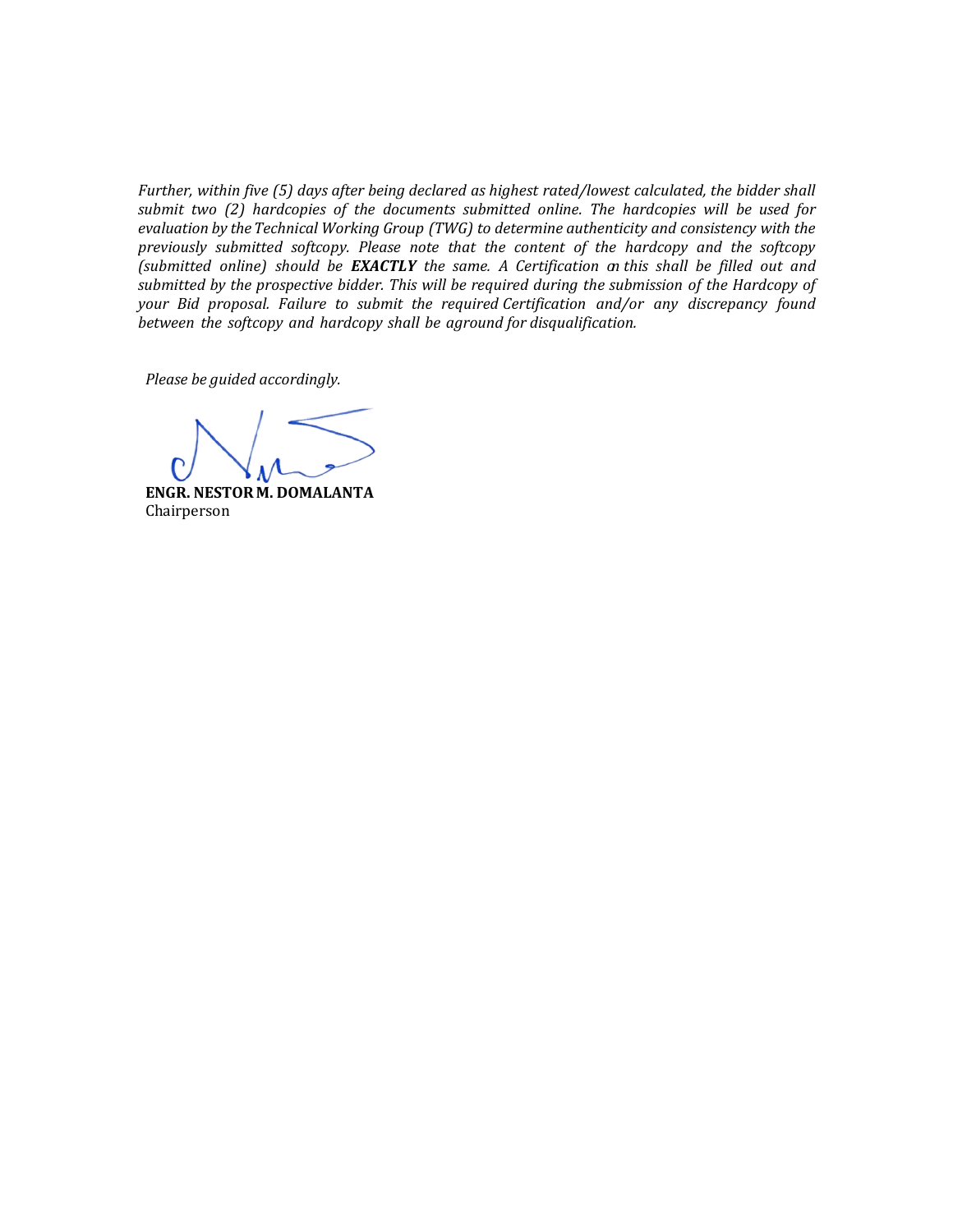*Further, within five (5) days after being declared as highest rated/lowest calculated, the bidder shall submit two (2) hardcopies of the documents submitted online. The hardcopies will be used for evaluation by the Technical Working Group (TWG) to determine authenticity and consistency with the previously submitted softcopy. Please note that the content of the hardcopy and the softcopy (submitted online) should be* ***EXACTLY*** *the same. A Certification on this shall be filled out and submitted by the prospective bidder. This will be required during the submission of the Hardcopy of your Bid proposal. Failure to submit the required Certification and/or any discrepancy found between the softcopy and hardcopy shall be aground for disqualification.*

*Please be guided accordingly.*

**ENGR. NESTOR M. DOMALANTA**
Chairperson